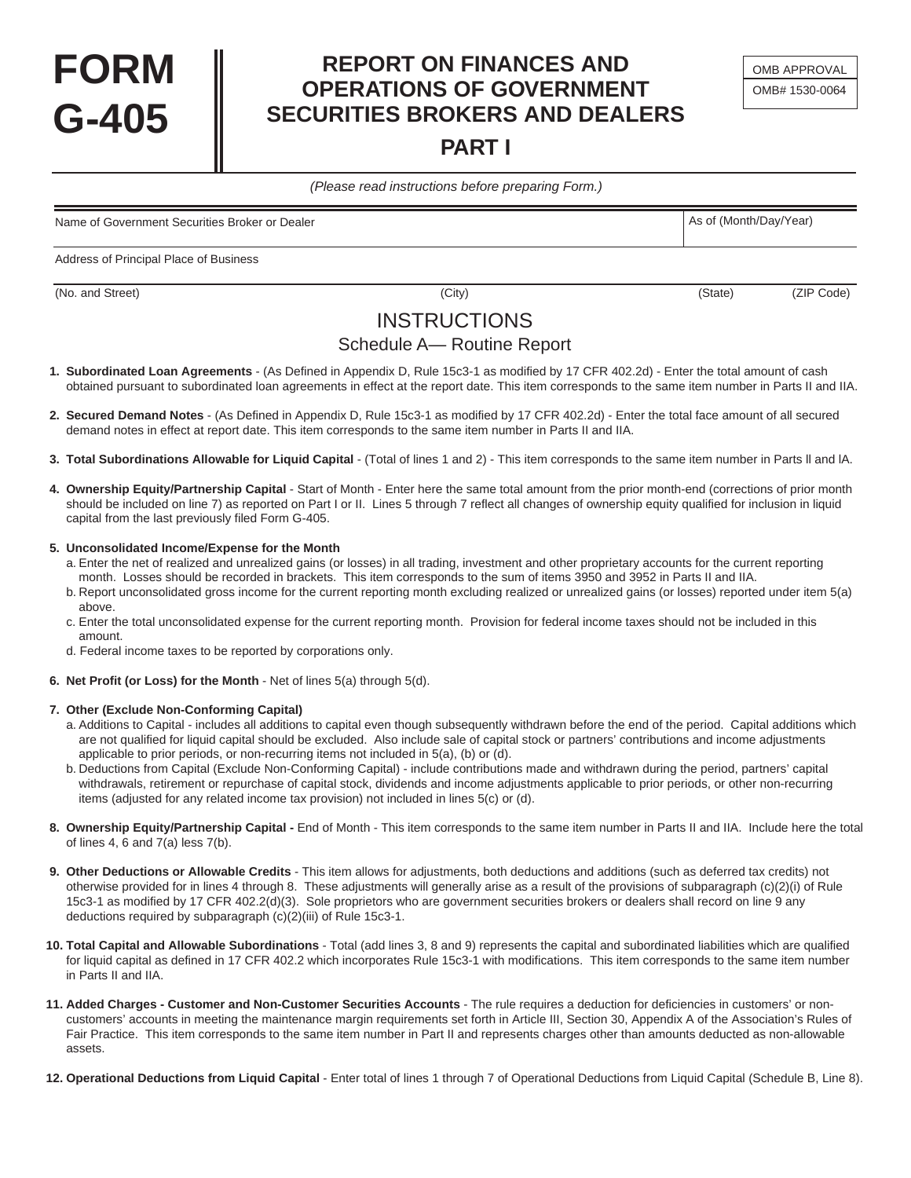# FORM G-405

## REPORT ON FINANCES AND OPERATIONS OF GOVERNMENT SECURITIES BROKERS AND DEALERS

## PART I

OMB APPROVAL
OMB# 1530-0064

*(Please read instructions before preparing Form.)*

| Name of Government Securities Broker or Dealer | | | As of (Month/Day/Year) |
|---|---|---|---|
| Address of Principal Place of Business | | | |
| (No. and Street) | (City) | (State) | (ZIP Code) |

## INSTRUCTIONS

### Schedule A— Routine Report

1. **Subordinated Loan Agreements** - (As Defined in Appendix D, Rule 15c3-1 as modified by 17 CFR 402.2d) - Enter the total amount of cash obtained pursuant to subordinated loan agreements in effect at the report date. This item corresponds to the same item number in Parts II and IIA.

2. **Secured Demand Notes** - (As Defined in Appendix D, Rule 15c3-1 as modified by 17 CFR 402.2d) - Enter the total face amount of all secured demand notes in effect at report date. This item corresponds to the same item number in Parts II and IIA.

3. **Total Subordinations Allowable for Liquid Capital** - (Total of lines 1 and 2) - This item corresponds to the same item number in Parts ll and lA.

4. **Ownership Equity/Partnership Capital** - Start of Month - Enter here the same total amount from the prior month-end (corrections of prior month should be included on line 7) as reported on Part I or II. Lines 5 through 7 reflect all changes of ownership equity qualified for inclusion in liquid capital from the last previously filed Form G-405.

5. **Unconsolidated Income/Expense for the Month**
   a. Enter the net of realized and unrealized gains (or losses) in all trading, investment and other proprietary accounts for the current reporting month. Losses should be recorded in brackets. This item corresponds to the sum of items 3950 and 3952 in Parts II and IIA.
   b. Report unconsolidated gross income for the current reporting month excluding realized or unrealized gains (or losses) reported under item 5(a) above.
   c. Enter the total unconsolidated expense for the current reporting month. Provision for federal income taxes should not be included in this amount.
   d. Federal income taxes to be reported by corporations only.

6. **Net Profit (or Loss) for the Month** - Net of lines 5(a) through 5(d).

7. **Other (Exclude Non-Conforming Capital)**
   a. Additions to Capital - includes all additions to capital even though subsequently withdrawn before the end of the period. Capital additions which are not qualified for liquid capital should be excluded. Also include sale of capital stock or partners' contributions and income adjustments applicable to prior periods, or non-recurring items not included in 5(a), (b) or (d).
   b. Deductions from Capital (Exclude Non-Conforming Capital) - include contributions made and withdrawn during the period, partners' capital withdrawals, retirement or repurchase of capital stock, dividends and income adjustments applicable to prior periods, or other non-recurring items (adjusted for any related income tax provision) not included in lines 5(c) or (d).

8. **Ownership Equity/Partnership Capital -** End of Month - This item corresponds to the same item number in Parts II and IIA. Include here the total of lines 4, 6 and 7(a) less 7(b).

9. **Other Deductions or Allowable Credits** - This item allows for adjustments, both deductions and additions (such as deferred tax credits) not otherwise provided for in lines 4 through 8. These adjustments will generally arise as a result of the provisions of subparagraph (c)(2)(i) of Rule 15c3-1 as modified by 17 CFR 402.2(d)(3). Sole proprietors who are government securities brokers or dealers shall record on line 9 any deductions required by subparagraph (c)(2)(iii) of Rule 15c3-1.

10. **Total Capital and Allowable Subordinations** - Total (add lines 3, 8 and 9) represents the capital and subordinated liabilities which are qualified for liquid capital as defined in 17 CFR 402.2 which incorporates Rule 15c3-1 with modifications. This item corresponds to the same item number in Parts II and IIA.

11. **Added Charges - Customer and Non-Customer Securities Accounts** - The rule requires a deduction for deficiencies in customers' or non-customers' accounts in meeting the maintenance margin requirements set forth in Article III, Section 30, Appendix A of the Association's Rules of Fair Practice. This item corresponds to the same item number in Part II and represents charges other than amounts deducted as non-allowable assets.

12. **Operational Deductions from Liquid Capital** - Enter total of lines 1 through 7 of Operational Deductions from Liquid Capital (Schedule B, Line 8).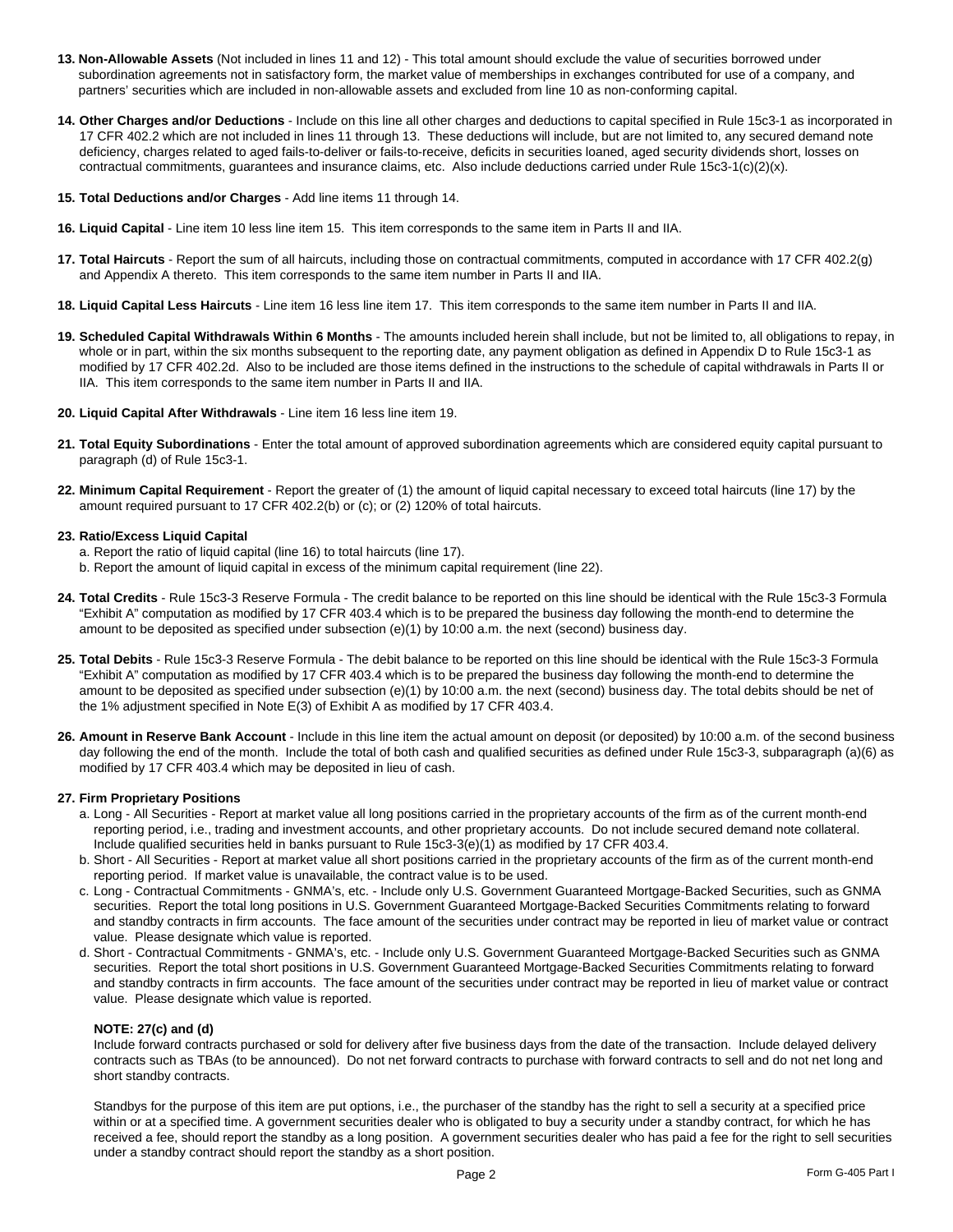**13. Non-Allowable Assets** (Not included in lines 11 and 12) - This total amount should exclude the value of securities borrowed under subordination agreements not in satisfactory form, the market value of memberships in exchanges contributed for use of a company, and partners' securities which are included in non-allowable assets and excluded from line 10 as non-conforming capital.

**14. Other Charges and/or Deductions** - Include on this line all other charges and deductions to capital specified in Rule 15c3-1 as incorporated in 17 CFR 402.2 which are not included in lines 11 through 13. These deductions will include, but are not limited to, any secured demand note deficiency, charges related to aged fails-to-deliver or fails-to-receive, deficits in securities loaned, aged security dividends short, losses on contractual commitments, guarantees and insurance claims, etc. Also include deductions carried under Rule 15c3-1(c)(2)(x).

**15. Total Deductions and/or Charges** - Add line items 11 through 14.

**16. Liquid Capital** - Line item 10 less line item 15. This item corresponds to the same item in Parts II and IIA.

**17. Total Haircuts** - Report the sum of all haircuts, including those on contractual commitments, computed in accordance with 17 CFR 402.2(g) and Appendix A thereto. This item corresponds to the same item number in Parts II and IIA.

**18. Liquid Capital Less Haircuts** - Line item 16 less line item 17. This item corresponds to the same item number in Parts II and IIA.

**19. Scheduled Capital Withdrawals Within 6 Months** - The amounts included herein shall include, but not be limited to, all obligations to repay, in whole or in part, within the six months subsequent to the reporting date, any payment obligation as defined in Appendix D to Rule 15c3-1 as modified by 17 CFR 402.2d. Also to be included are those items defined in the instructions to the schedule of capital withdrawals in Parts II or IIA. This item corresponds to the same item number in Parts II and IIA.

**20. Liquid Capital After Withdrawals** - Line item 16 less line item 19.

**21. Total Equity Subordinations** - Enter the total amount of approved subordination agreements which are considered equity capital pursuant to paragraph (d) of Rule 15c3-1.

**22. Minimum Capital Requirement** - Report the greater of (1) the amount of liquid capital necessary to exceed total haircuts (line 17) by the amount required pursuant to 17 CFR 402.2(b) or (c); or (2) 120% of total haircuts.

**23. Ratio/Excess Liquid Capital**

a. Report the ratio of liquid capital (line 16) to total haircuts (line 17).
b. Report the amount of liquid capital in excess of the minimum capital requirement (line 22).

**24. Total Credits** - Rule 15c3-3 Reserve Formula - The credit balance to be reported on this line should be identical with the Rule 15c3-3 Formula "Exhibit A" computation as modified by 17 CFR 403.4 which is to be prepared the business day following the month-end to determine the amount to be deposited as specified under subsection (e)(1) by 10:00 a.m. the next (second) business day.

**25. Total Debits** - Rule 15c3-3 Reserve Formula - The debit balance to be reported on this line should be identical with the Rule 15c3-3 Formula "Exhibit A" computation as modified by 17 CFR 403.4 which is to be prepared the business day following the month-end to determine the amount to be deposited as specified under subsection (e)(1) by 10:00 a.m. the next (second) business day. The total debits should be net of the 1% adjustment specified in Note E(3) of Exhibit A as modified by 17 CFR 403.4.

**26. Amount in Reserve Bank Account** - Include in this line item the actual amount on deposit (or deposited) by 10:00 a.m. of the second business day following the end of the month. Include the total of both cash and qualified securities as defined under Rule 15c3-3, subparagraph (a)(6) as modified by 17 CFR 403.4 which may be deposited in lieu of cash.

**27. Firm Proprietary Positions**

a. Long - All Securities - Report at market value all long positions carried in the proprietary accounts of the firm as of the current month-end reporting period, i.e., trading and investment accounts, and other proprietary accounts. Do not include secured demand note collateral. Include qualified securities held in banks pursuant to Rule 15c3-3(e)(1) as modified by 17 CFR 403.4.
b. Short - All Securities - Report at market value all short positions carried in the proprietary accounts of the firm as of the current month-end reporting period. If market value is unavailable, the contract value is to be used.
c. Long - Contractual Commitments - GNMA's, etc. - Include only U.S. Government Guaranteed Mortgage-Backed Securities, such as GNMA securities. Report the total long positions in U.S. Government Guaranteed Mortgage-Backed Securities Commitments relating to forward and standby contracts in firm accounts. The face amount of the securities under contract may be reported in lieu of market value or contract value. Please designate which value is reported.
d. Short - Contractual Commitments - GNMA's, etc. - Include only U.S. Government Guaranteed Mortgage-Backed Securities such as GNMA securities. Report the total short positions in U.S. Government Guaranteed Mortgage-Backed Securities Commitments relating to forward and standby contracts in firm accounts. The face amount of the securities under contract may be reported in lieu of market value or contract value. Please designate which value is reported.

**NOTE: 27(c) and (d)**

Include forward contracts purchased or sold for delivery after five business days from the date of the transaction. Include delayed delivery contracts such as TBAs (to be announced). Do not net forward contracts to purchase with forward contracts to sell and do not net long and short standby contracts.

Standbys for the purpose of this item are put options, i.e., the purchaser of the standby has the right to sell a security at a specified price within or at a specified time. A government securities dealer who is obligated to buy a security under a standby contract, for which he has received a fee, should report the standby as a long position. A government securities dealer who has paid a fee for the right to sell securities under a standby contract should report the standby as a short position.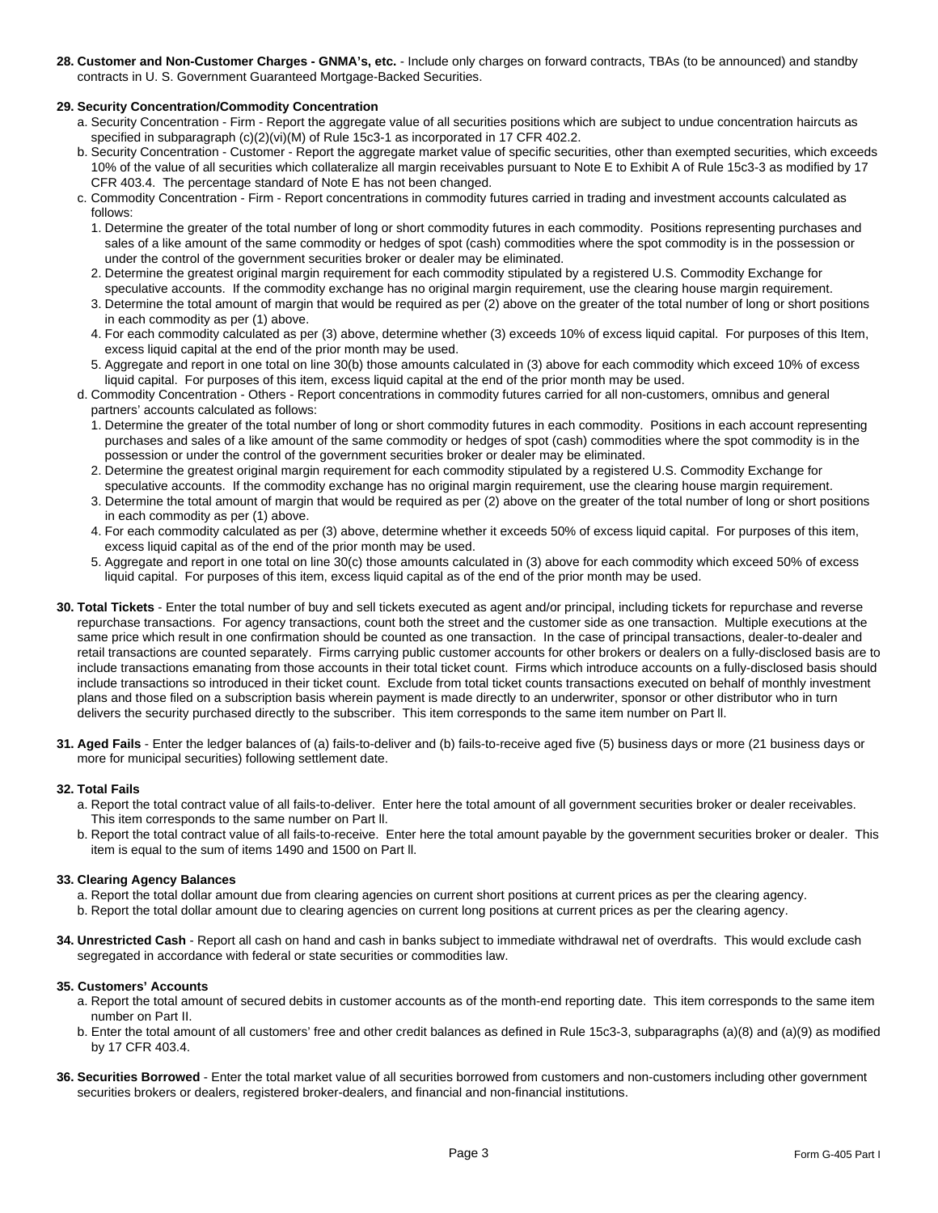**28. Customer and Non-Customer Charges - GNMA's, etc.** - Include only charges on forward contracts, TBAs (to be announced) and standby contracts in U. S. Government Guaranteed Mortgage-Backed Securities.

**29. Security Concentration/Commodity Concentration**

a. Security Concentration - Firm - Report the aggregate value of all securities positions which are subject to undue concentration haircuts as specified in subparagraph (c)(2)(vi)(M) of Rule 15c3-1 as incorporated in 17 CFR 402.2.

b. Security Concentration - Customer - Report the aggregate market value of specific securities, other than exempted securities, which exceeds 10% of the value of all securities which collateralize all margin receivables pursuant to Note E to Exhibit A of Rule 15c3-3 as modified by 17 CFR 403.4. The percentage standard of Note E has not been changed.

c. Commodity Concentration - Firm - Report concentrations in commodity futures carried in trading and investment accounts calculated as follows:

1. Determine the greater of the total number of long or short commodity futures in each commodity. Positions representing purchases and sales of a like amount of the same commodity or hedges of spot (cash) commodities where the spot commodity is in the possession or under the control of the government securities broker or dealer may be eliminated.
2. Determine the greatest original margin requirement for each commodity stipulated by a registered U.S. Commodity Exchange for speculative accounts. If the commodity exchange has no original margin requirement, use the clearing house margin requirement.
3. Determine the total amount of margin that would be required as per (2) above on the greater of the total number of long or short positions in each commodity as per (1) above.
4. For each commodity calculated as per (3) above, determine whether (3) exceeds 10% of excess liquid capital. For purposes of this Item, excess liquid capital at the end of the prior month may be used.
5. Aggregate and report in one total on line 30(b) those amounts calculated in (3) above for each commodity which exceed 10% of excess liquid capital. For purposes of this item, excess liquid capital at the end of the prior month may be used.

d. Commodity Concentration - Others - Report concentrations in commodity futures carried for all non-customers, omnibus and general partners' accounts calculated as follows:

1. Determine the greater of the total number of long or short commodity futures in each commodity. Positions in each account representing purchases and sales of a like amount of the same commodity or hedges of spot (cash) commodities where the spot commodity is in the possession or under the control of the government securities broker or dealer may be eliminated.
2. Determine the greatest original margin requirement for each commodity stipulated by a registered U.S. Commodity Exchange for speculative accounts. If the commodity exchange has no original margin requirement, use the clearing house margin requirement.
3. Determine the total amount of margin that would be required as per (2) above on the greater of the total number of long or short positions in each commodity as per (1) above.
4. For each commodity calculated as per (3) above, determine whether it exceeds 50% of excess liquid capital. For purposes of this item, excess liquid capital as of the end of the prior month may be used.
5. Aggregate and report in one total on line 30(c) those amounts calculated in (3) above for each commodity which exceed 50% of excess liquid capital. For purposes of this item, excess liquid capital as of the end of the prior month may be used.

**30. Total Tickets** - Enter the total number of buy and sell tickets executed as agent and/or principal, including tickets for repurchase and reverse repurchase transactions. For agency transactions, count both the street and the customer side as one transaction. Multiple executions at the same price which result in one confirmation should be counted as one transaction. In the case of principal transactions, dealer-to-dealer and retail transactions are counted separately. Firms carrying public customer accounts for other brokers or dealers on a fully-disclosed basis are to include transactions emanating from those accounts in their total ticket count. Firms which introduce accounts on a fully-disclosed basis should include transactions so introduced in their ticket count. Exclude from total ticket counts transactions executed on behalf of monthly investment plans and those filed on a subscription basis wherein payment is made directly to an underwriter, sponsor or other distributor who in turn delivers the security purchased directly to the subscriber. This item corresponds to the same item number on Part II.

**31. Aged Fails** - Enter the ledger balances of (a) fails-to-deliver and (b) fails-to-receive aged five (5) business days or more (21 business days or more for municipal securities) following settlement date.

**32. Total Fails**

a. Report the total contract value of all fails-to-deliver. Enter here the total amount of all government securities broker or dealer receivables. This item corresponds to the same number on Part II.

b. Report the total contract value of all fails-to-receive. Enter here the total amount payable by the government securities broker or dealer. This item is equal to the sum of items 1490 and 1500 on Part II.

**33. Clearing Agency Balances**

a. Report the total dollar amount due from clearing agencies on current short positions at current prices as per the clearing agency.

b. Report the total dollar amount due to clearing agencies on current long positions at current prices as per the clearing agency.

**34. Unrestricted Cash** - Report all cash on hand and cash in banks subject to immediate withdrawal net of overdrafts. This would exclude cash segregated in accordance with federal or state securities or commodities law.

**35. Customers' Accounts**

a. Report the total amount of secured debits in customer accounts as of the month-end reporting date. This item corresponds to the same item number on Part II.

b. Enter the total amount of all customers' free and other credit balances as defined in Rule 15c3-3, subparagraphs (a)(8) and (a)(9) as modified by 17 CFR 403.4.

**36. Securities Borrowed** - Enter the total market value of all securities borrowed from customers and non-customers including other government securities brokers or dealers, registered broker-dealers, and financial and non-financial institutions.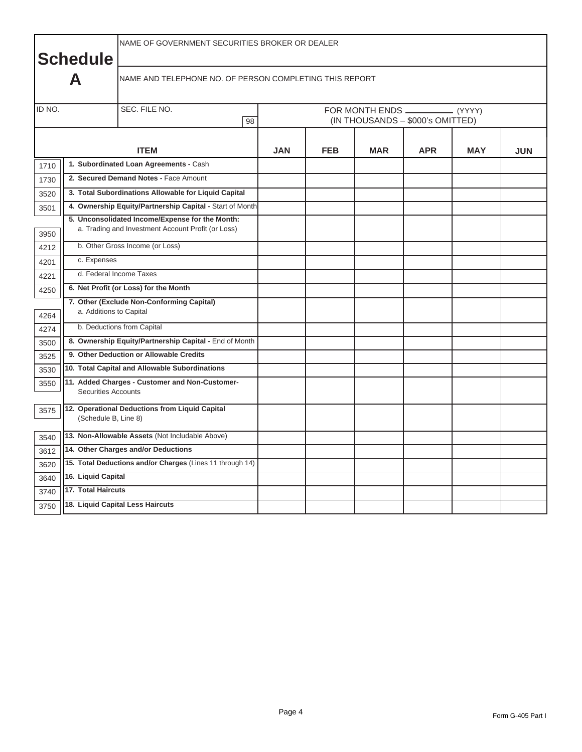# Schedule A

| NAME OF GOVERNMENT SECURITIES BROKER OR DEALER | |
|---|---|
| NAME AND TELEPHONE NO. OF PERSON COMPLETING THIS REPORT | |

| ID NO. | SEC. FILE NO. 98 | FOR MONTH ENDS ________ (YYYY) (IN THOUSANDS – $000's OMITTED) |
|---|---|---|

| | ITEM | JAN | FEB | MAR | APR | MAY | JUN |
|---|---|---|---|---|---|---|---|
| 1710 | **1. Subordinated Loan Agreements -** Cash | | | | | | |
| 1730 | **2. Secured Demand Notes -** Face Amount | | | | | | |
| 3520 | **3. Total Subordinations Allowable for Liquid Capital** | | | | | | |
| 3501 | **4. Ownership Equity/Partnership Capital -** Start of Month | | | | | | |
| | **5. Unconsolidated Income/Expense for the Month:** | | | | | | |
| 3950 | a. Trading and Investment Account Profit (or Loss) | | | | | | |
| 4212 | b. Other Gross Income (or Loss) | | | | | | |
| 4201 | c. Expenses | | | | | | |
| 4221 | d. Federal Income Taxes | | | | | | |
| 4250 | **6. Net Profit (or Loss) for the Month** | | | | | | |
| | **7. Other (Exclude Non-Conforming Capital)** | | | | | | |
| 4264 | a. Additions to Capital | | | | | | |
| 4274 | b. Deductions from Capital | | | | | | |
| 3500 | **8. Ownership Equity/Partnership Capital -** End of Month | | | | | | |
| 3525 | **9. Other Deduction or Allowable Credits** | | | | | | |
| 3530 | **10. Total Capital and Allowable Subordinations** | | | | | | |
| 3550 | **11. Added Charges - Customer and Non-Customer-** Securities Accounts | | | | | | |
| 3575 | **12. Operational Deductions from Liquid Capital** (Schedule B, Line 8) | | | | | | |
| 3540 | **13. Non-Allowable Assets** (Not Includable Above) | | | | | | |
| 3612 | **14. Other Charges and/or Deductions** | | | | | | |
| 3620 | **15. Total Deductions and/or Charges** (Lines 11 through 14) | | | | | | |
| 3640 | **16. Liquid Capital** | | | | | | |
| 3740 | **17. Total Haircuts** | | | | | | |
| 3750 | **18. Liquid Capital Less Haircuts** | | | | | | |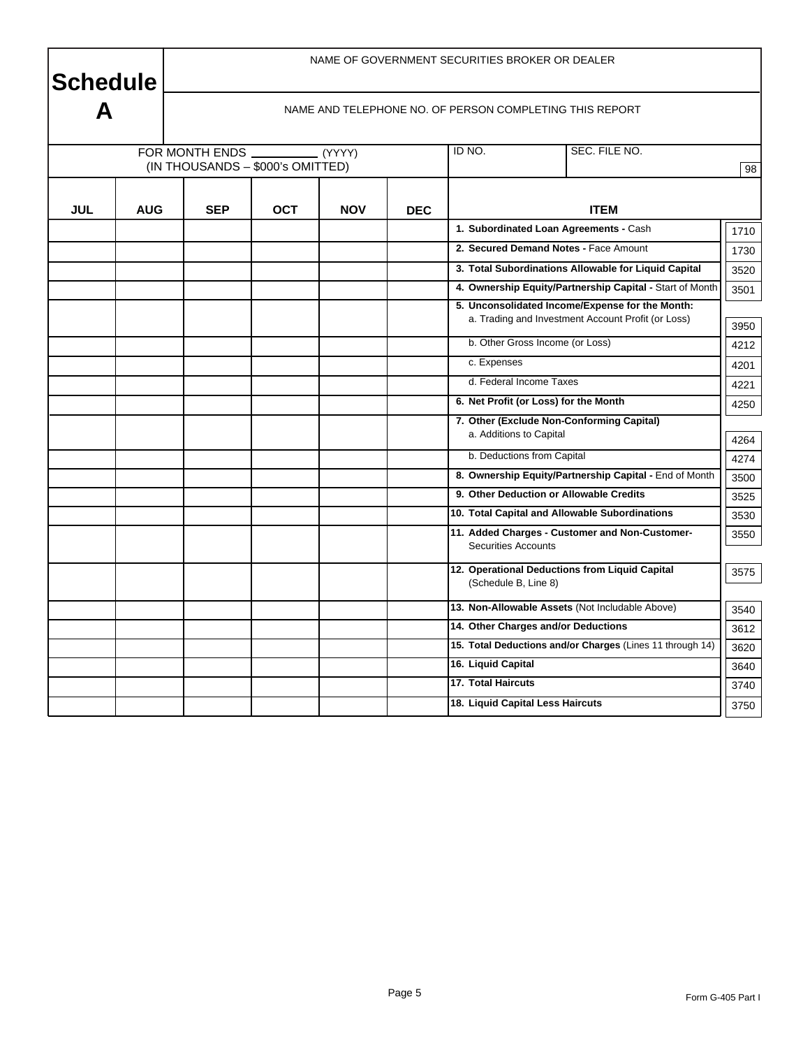# Schedule A

NAME OF GOVERNMENT SECURITIES BROKER OR DEALER

NAME AND TELEPHONE NO. OF PERSON COMPLETING THIS REPORT

FOR MONTH ENDS __________ (YYYY)
(IN THOUSANDS – $000's OMITTED)

ID NO. | SEC. FILE NO. | 98

| JUL | AUG | SEP | OCT | NOV | DEC | ITEM | |
|---|---|---|---|---|---|---|---|
| | | | | | | **1. Subordinated Loan Agreements -** Cash | 1710 |
| | | | | | | **2. Secured Demand Notes -** Face Amount | 1730 |
| | | | | | | **3. Total Subordinations Allowable for Liquid Capital** | 3520 |
| | | | | | | **4. Ownership Equity/Partnership Capital -** Start of Month | 3501 |
| | | | | | | **5. Unconsolidated Income/Expense for the Month:** a. Trading and Investment Account Profit (or Loss) | 3950 |
| | | | | | | b. Other Gross Income (or Loss) | 4212 |
| | | | | | | c. Expenses | 4201 |
| | | | | | | d. Federal Income Taxes | 4221 |
| | | | | | | **6. Net Profit (or Loss) for the Month** | 4250 |
| | | | | | | **7. Other (Exclude Non-Conforming Capital)** a. Additions to Capital | 4264 |
| | | | | | | b. Deductions from Capital | 4274 |
| | | | | | | **8. Ownership Equity/Partnership Capital -** End of Month | 3500 |
| | | | | | | **9. Other Deduction or Allowable Credits** | 3525 |
| | | | | | | **10. Total Capital and Allowable Subordinations** | 3530 |
| | | | | | | **11. Added Charges - Customer and Non-Customer-** Securities Accounts | 3550 |
| | | | | | | **12. Operational Deductions from Liquid Capital** (Schedule B, Line 8) | 3575 |
| | | | | | | **13. Non-Allowable Assets** (Not Includable Above) | 3540 |
| | | | | | | **14. Other Charges and/or Deductions** | 3612 |
| | | | | | | **15. Total Deductions and/or Charges** (Lines 11 through 14) | 3620 |
| | | | | | | **16. Liquid Capital** | 3640 |
| | | | | | | **17. Total Haircuts** | 3740 |
| | | | | | | **18. Liquid Capital Less Haircuts** | 3750 |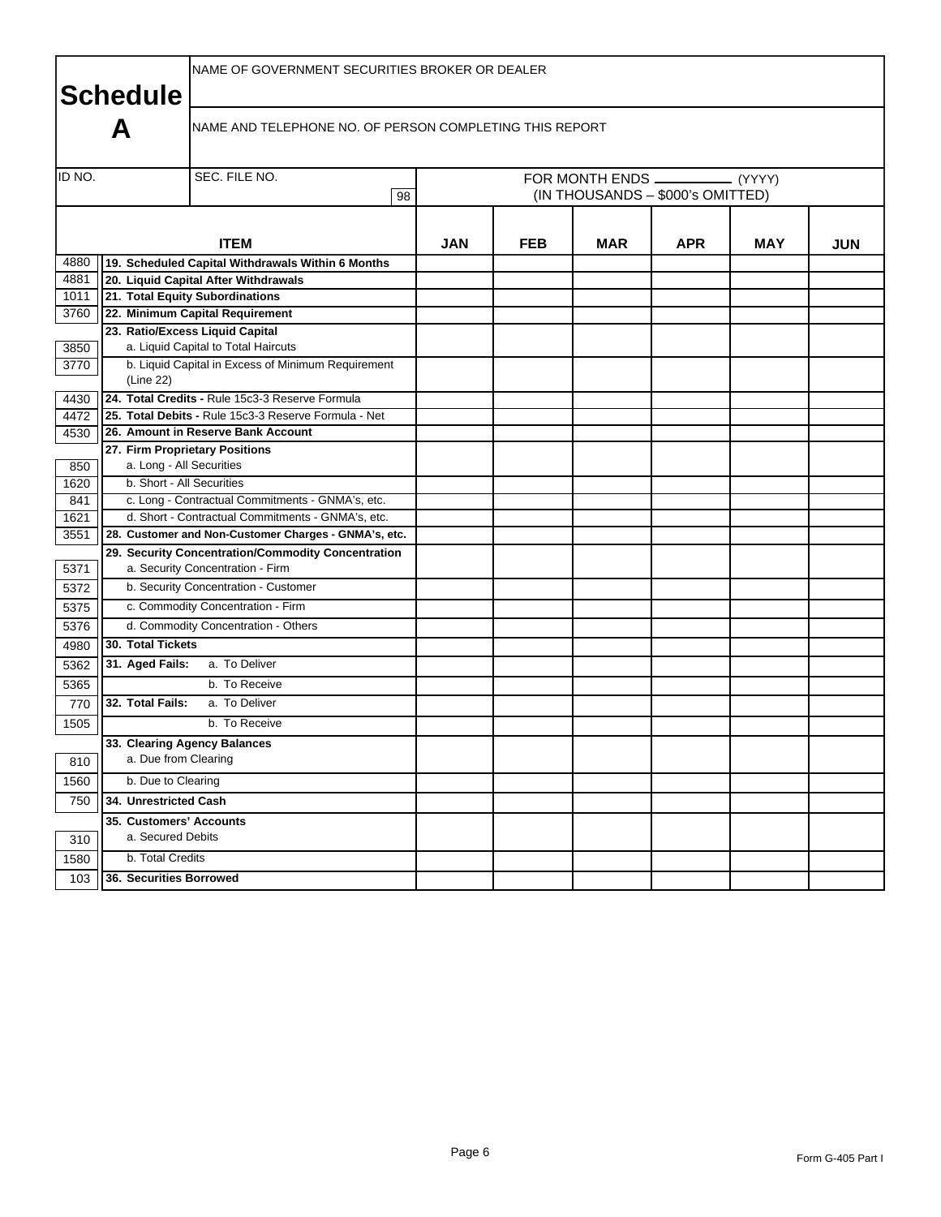# Schedule A

| NAME OF GOVERNMENT SECURITIES BROKER OR DEALER | |
|---|---|
| NAME AND TELEPHONE NO. OF PERSON COMPLETING THIS REPORT | |

| ID NO. | SEC. FILE NO. 98 | FOR MONTH ENDS ______ (YYYY) (IN THOUSANDS – $000's OMITTED) |
|---|---|---|

| | ITEM | JAN | FEB | MAR | APR | MAY | JUN |
|---|---|---|---|---|---|---|---|
| 4880 | **19. Scheduled Capital Withdrawals Within 6 Months** | | | | | | |
| 4881 | **20. Liquid Capital After Withdrawals** | | | | | | |
| 1011 | **21. Total Equity Subordinations** | | | | | | |
| 3760 | **22. Minimum Capital Requirement** | | | | | | |
| | **23. Ratio/Excess Liquid Capital** | | | | | | |
| 3850 | a. Liquid Capital to Total Haircuts | | | | | | |
| 3770 | b. Liquid Capital in Excess of Minimum Requirement (Line 22) | | | | | | |
| 4430 | **24. Total Credits -** Rule 15c3-3 Reserve Formula | | | | | | |
| 4472 | **25. Total Debits -** Rule 15c3-3 Reserve Formula - Net | | | | | | |
| 4530 | **26. Amount in Reserve Bank Account** | | | | | | |
| | **27. Firm Proprietary Positions** | | | | | | |
| 850 | a. Long - All Securities | | | | | | |
| 1620 | b. Short - All Securities | | | | | | |
| 841 | c. Long - Contractual Commitments - GNMA's, etc. | | | | | | |
| 1621 | d. Short - Contractual Commitments - GNMA's, etc. | | | | | | |
| 3551 | **28. Customer and Non-Customer Charges - GNMA's, etc.** | | | | | | |
| | **29. Security Concentration/Commodity Concentration** | | | | | | |
| 5371 | a. Security Concentration - Firm | | | | | | |
| 5372 | b. Security Concentration - Customer | | | | | | |
| 5375 | c. Commodity Concentration - Firm | | | | | | |
| 5376 | d. Commodity Concentration - Others | | | | | | |
| 4980 | **30. Total Tickets** | | | | | | |
| 5362 | **31. Aged Fails:** a. To Deliver | | | | | | |
| 5365 | b. To Receive | | | | | | |
| 770 | **32. Total Fails:** a. To Deliver | | | | | | |
| 1505 | b. To Receive | | | | | | |
| | **33. Clearing Agency Balances** | | | | | | |
| 810 | a. Due from Clearing | | | | | | |
| 1560 | b. Due to Clearing | | | | | | |
| 750 | **34. Unrestricted Cash** | | | | | | |
| | **35. Customers' Accounts** | | | | | | |
| 310 | a. Secured Debits | | | | | | |
| 1580 | b. Total Credits | | | | | | |
| 103 | **36. Securities Borrowed** | | | | | | |

Form G-405 Part I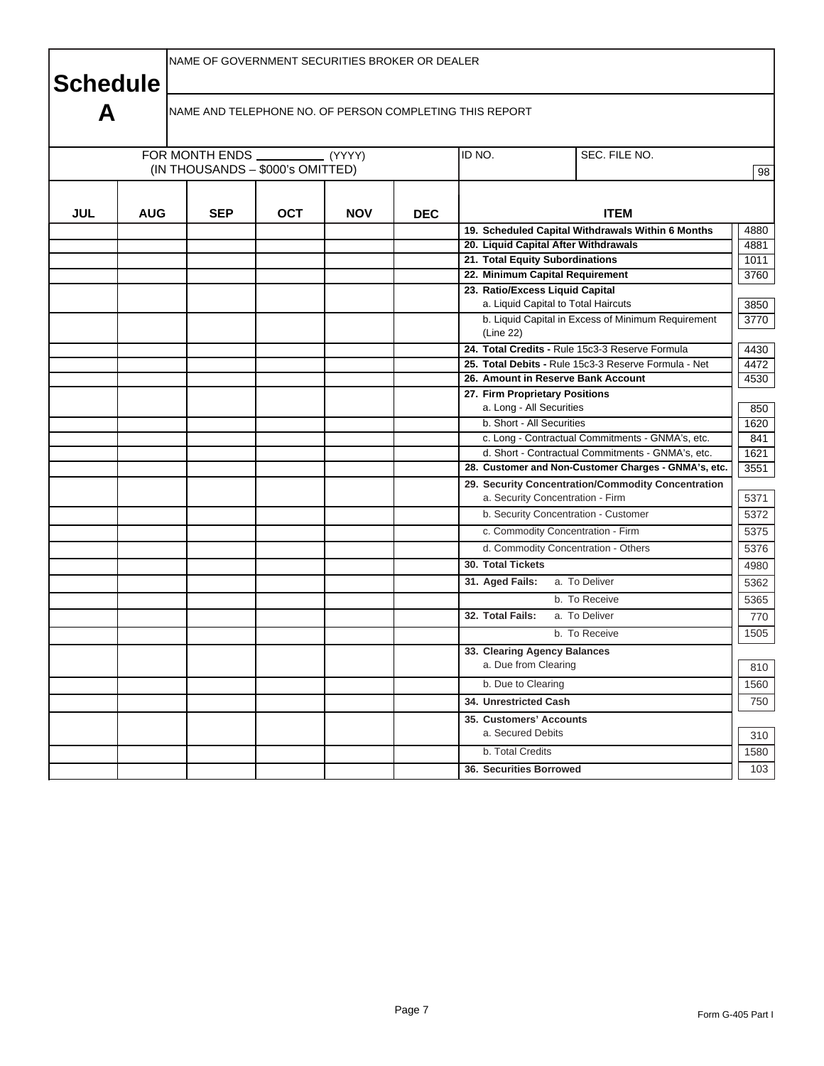# Schedule A

NAME OF GOVERNMENT SECURITIES BROKER OR DEALER

NAME AND TELEPHONE NO. OF PERSON COMPLETING THIS REPORT

FOR MONTH ENDS __________ (YYYY)
(IN THOUSANDS – $000's OMITTED)

ID NO. | SEC. FILE NO. | 98

| JUL | AUG | SEP | OCT | NOV | DEC | ITEM | |
|---|---|---|---|---|---|---|---|
| | | | | | | **19. Scheduled Capital Withdrawals Within 6 Months** | 4880 |
| | | | | | | **20. Liquid Capital After Withdrawals** | 4881 |
| | | | | | | **21. Total Equity Subordinations** | 1011 |
| | | | | | | **22. Minimum Capital Requirement** | 3760 |
| | | | | | | **23. Ratio/Excess Liquid Capital** a. Liquid Capital to Total Haircuts | 3850 |
| | | | | | | b. Liquid Capital in Excess of Minimum Requirement (Line 22) | 3770 |
| | | | | | | **24. Total Credits -** Rule 15c3-3 Reserve Formula | 4430 |
| | | | | | | **25. Total Debits -** Rule 15c3-3 Reserve Formula - Net | 4472 |
| | | | | | | **26. Amount in Reserve Bank Account** | 4530 |
| | | | | | | **27. Firm Proprietary Positions** a. Long - All Securities | 850 |
| | | | | | | b. Short - All Securities | 1620 |
| | | | | | | c. Long - Contractual Commitments - GNMA's, etc. | 841 |
| | | | | | | d. Short - Contractual Commitments - GNMA's, etc. | 1621 |
| | | | | | | **28. Customer and Non-Customer Charges - GNMA's, etc.** | 3551 |
| | | | | | | **29. Security Concentration/Commodity Concentration** a. Security Concentration - Firm | 5371 |
| | | | | | | b. Security Concentration - Customer | 5372 |
| | | | | | | c. Commodity Concentration - Firm | 5375 |
| | | | | | | d. Commodity Concentration - Others | 5376 |
| | | | | | | **30. Total Tickets** | 4980 |
| | | | | | | **31. Aged Fails:** a. To Deliver | 5362 |
| | | | | | | b. To Receive | 5365 |
| | | | | | | **32. Total Fails:** a. To Deliver | 770 |
| | | | | | | b. To Receive | 1505 |
| | | | | | | **33. Clearing Agency Balances** a. Due from Clearing | 810 |
| | | | | | | b. Due to Clearing | 1560 |
| | | | | | | **34. Unrestricted Cash** | 750 |
| | | | | | | **35. Customers' Accounts** a. Secured Debits | 310 |
| | | | | | | b. Total Credits | 1580 |
| | | | | | | **36. Securities Borrowed** | 103 |

Form G-405 Part I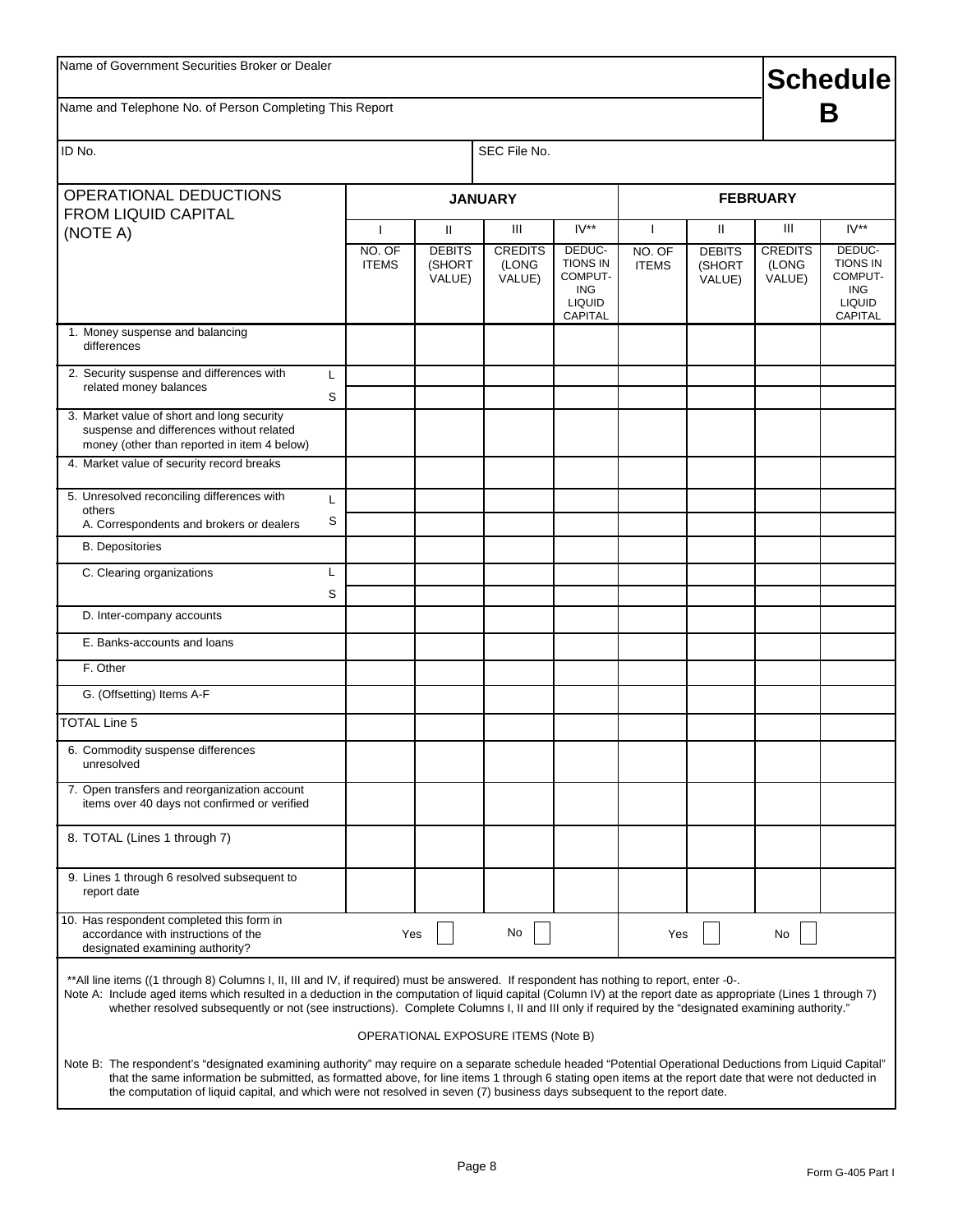| Name of Government Securities Broker or Dealer | | **Schedule B** |
|---|---|---|
| Name and Telephone No. of Person Completing This Report | | |
| ID No. | SEC File No. | |

| OPERATIONAL DEDUCTIONS FROM LIQUID CAPITAL (NOTE A) | | JANUARY | | | | FEBRUARY | | | |
|---|---|---|---|---|---|---|---|---|---|
| | | I | II | III | IV** | I | II | III | IV** |
| | | NO. OF ITEMS | DEBITS (SHORT VALUE) | CREDITS (LONG VALUE) | DEDUCTIONS IN COMPUTING LIQUID CAPITAL | NO. OF ITEMS | DEBITS (SHORT VALUE) | CREDITS (LONG VALUE) | DEDUCTIONS IN COMPUTING LIQUID CAPITAL |
| 1. Money suspense and balancing differences | | | | | | | | | |
| 2. Security suspense and differences with related money balances | L | | | | | | | | |
| | S | | | | | | | | |
| 3. Market value of short and long security suspense and differences without related money (other than reported in item 4 below) | | | | | | | | | |
| 4. Market value of security record breaks | | | | | | | | | |
| 5. Unresolved reconciling differences with others | L | | | | | | | | |
| A. Correspondents and brokers or dealers | S | | | | | | | | |
| B. Depositories | | | | | | | | | |
| C. Clearing organizations | L | | | | | | | | |
| | S | | | | | | | | |
| D. Inter-company accounts | | | | | | | | | |
| E. Banks-accounts and loans | | | | | | | | | |
| F. Other | | | | | | | | | |
| G. (Offsetting) Items A-F | | | | | | | | | |
| TOTAL Line 5 | | | | | | | | | |
| 6. Commodity suspense differences unresolved | | | | | | | | | |
| 7. Open transfers and reorganization account items over 40 days not confirmed or verified | | | | | | | | | |
| 8. TOTAL (Lines 1 through 7) | | | | | | | | | |
| 9. Lines 1 through 6 resolved subsequent to report date | | | | | | | | | |
| 10. Has respondent completed this form in accordance with instructions of the designated examining authority? | | Yes ☐ | | No ☐ | | Yes ☐ | | No ☐ | |

**All line items ((1 through 8) Columns I, II, III and IV, if required) must be answered. If respondent has nothing to report, enter -0-.

Note A: Include aged items which resulted in a deduction in the computation of liquid capital (Column IV) at the report date as appropriate (Lines 1 through 7) whether resolved subsequently or not (see instructions). Complete Columns I, II and III only if required by the "designated examining authority."

OPERATIONAL EXPOSURE ITEMS (Note B)

Note B: The respondent's "designated examining authority" may require on a separate schedule headed "Potential Operational Deductions from Liquid Capital" that the same information be submitted, as formatted above, for line items 1 through 6 stating open items at the report date that were not deducted in the computation of liquid capital, and which were not resolved in seven (7) business days subsequent to the report date.

Form G-405 Part I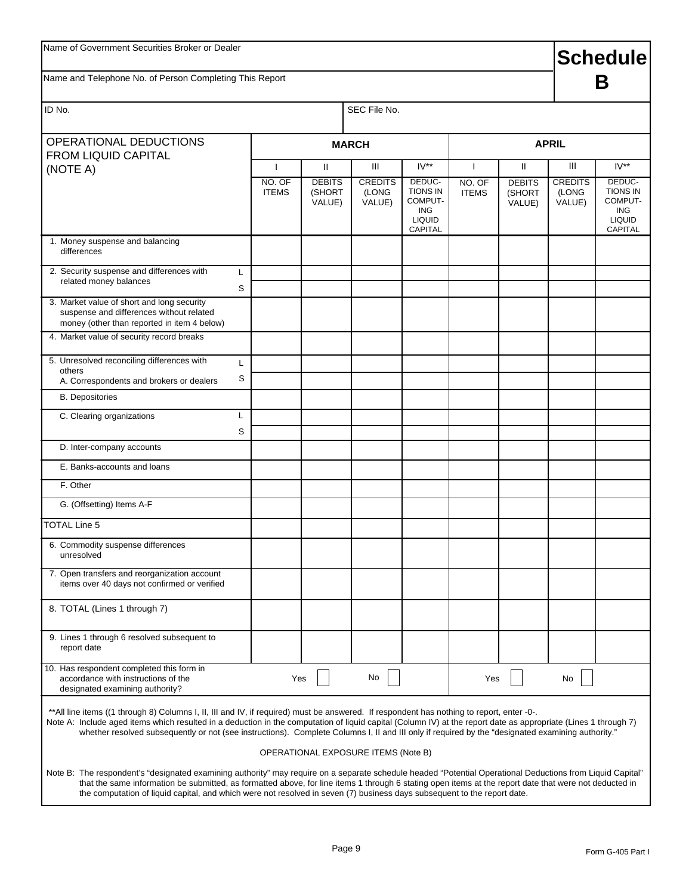| Name of Government Securities Broker or Dealer | **Schedule B** |
|---|---|
| Name and Telephone No. of Person Completing This Report | |

| ID No. | SEC File No. |
|---|---|

| OPERATIONAL DEDUCTIONS FROM LIQUID CAPITAL (NOTE A) | | MARCH | | | | APRIL | | | |
|---|---|---|---|---|---|---|---|---|---|
| | | I | II | III | IV** | I | II | III | IV** |
| | | NO. OF ITEMS | DEBITS (SHORT VALUE) | CREDITS (LONG VALUE) | DEDUCTIONS IN COMPUTING LIQUID CAPITAL | NO. OF ITEMS | DEBITS (SHORT VALUE) | CREDITS (LONG VALUE) | DEDUCTIONS IN COMPUTING LIQUID CAPITAL |
| 1. Money suspense and balancing differences | | | | | | | | | |
| 2. Security suspense and differences with related money balances | L | | | | | | | | |
| | S | | | | | | | | |
| 3. Market value of short and long security suspense and differences without related money (other than reported in item 4 below) | | | | | | | | | |
| 4. Market value of security record breaks | | | | | | | | | |
| 5. Unresolved reconciling differences with others A. Correspondents and brokers or dealers | L | | | | | | | | |
| | S | | | | | | | | |
| B. Depositories | | | | | | | | | |
| C. Clearing organizations | L | | | | | | | | |
| | S | | | | | | | | |
| D. Inter-company accounts | | | | | | | | | |
| E. Banks-accounts and loans | | | | | | | | | |
| F. Other | | | | | | | | | |
| G. (Offsetting) Items A-F | | | | | | | | | |
| TOTAL Line 5 | | | | | | | | | |
| 6. Commodity suspense differences unresolved | | | | | | | | | |
| 7. Open transfers and reorganization account items over 40 days not confirmed or verified | | | | | | | | | |
| 8. TOTAL (Lines 1 through 7) | | | | | | | | | |
| 9. Lines 1 through 6 resolved subsequent to report date | | | | | | | | | |
| 10. Has respondent completed this form in accordance with instructions of the designated examining authority? | | Yes ☐ | | No ☐ | | Yes ☐ | | No ☐ | |

**All line items ((1 through 8) Columns I, II, III and IV, if required) must be answered. If respondent has nothing to report, enter -0-.

Note A: Include aged items which resulted in a deduction in the computation of liquid capital (Column IV) at the report date as appropriate (Lines 1 through 7) whether resolved subsequently or not (see instructions). Complete Columns I, II and III only if required by the "designated examining authority."

OPERATIONAL EXPOSURE ITEMS (Note B)

Note B: The respondent's "designated examining authority" may require on a separate schedule headed "Potential Operational Deductions from Liquid Capital" that the same information be submitted, as formatted above, for line items 1 through 6 stating open items at the report date that were not deducted in the computation of liquid capital, and which were not resolved in seven (7) business days subsequent to the report date.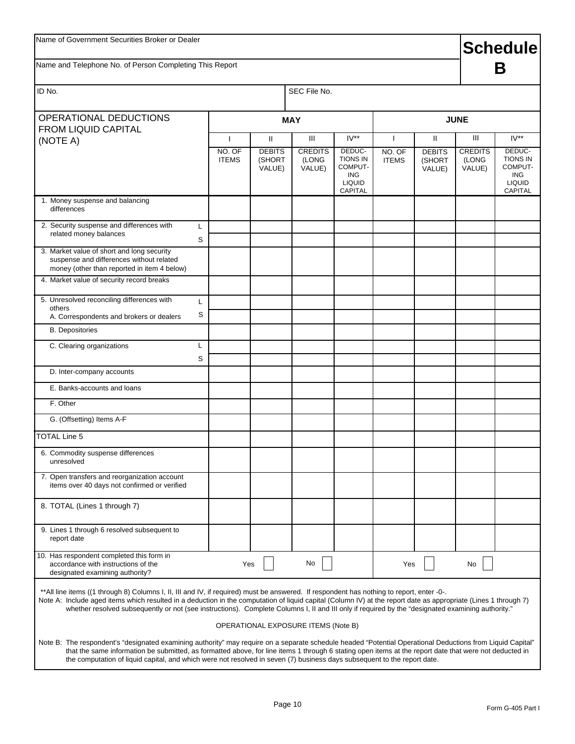| Name of Government Securities Broker or Dealer | Schedule B |
|---|---|
| Name and Telephone No. of Person Completing This Report | |

| ID No. | SEC File No. |
|---|---|
| | |

| OPERATIONAL DEDUCTIONS FROM LIQUID CAPITAL (NOTE A) | | MAY | | | | JUNE | | | |
|---|---|---|---|---|---|---|---|---|---|
| | | I | II | III | IV** | I | II | III | IV** |
| | | NO. OF ITEMS | DEBITS (SHORT VALUE) | CREDITS (LONG VALUE) | DEDUCTIONS IN COMPUTING LIQUID CAPITAL | NO. OF ITEMS | DEBITS (SHORT VALUE) | CREDITS (LONG VALUE) | DEDUCTIONS IN COMPUTING LIQUID CAPITAL |
| 1. Money suspense and balancing differences | | | | | | | | | |
| 2. Security suspense and differences with related money balances | L | | | | | | | | |
| | S | | | | | | | | |
| 3. Market value of short and long security suspense and differences without related money (other than reported in item 4 below) | | | | | | | | | |
| 4. Market value of security record breaks | | | | | | | | | |
| 5. Unresolved reconciling differences with others A. Correspondents and brokers or dealers | L | | | | | | | | |
| | S | | | | | | | | |
| B. Depositories | | | | | | | | | |
| C. Clearing organizations | L | | | | | | | | |
| | S | | | | | | | | |
| D. Inter-company accounts | | | | | | | | | |
| E. Banks-accounts and loans | | | | | | | | | |
| F. Other | | | | | | | | | |
| G. (Offsetting) Items A-F | | | | | | | | | |
| TOTAL Line 5 | | | | | | | | | |
| 6. Commodity suspense differences unresolved | | | | | | | | | |
| 7. Open transfers and reorganization account items over 40 days not confirmed or verified | | | | | | | | | |
| 8. TOTAL (Lines 1 through 7) | | | | | | | | | |
| 9. Lines 1 through 6 resolved subsequent to report date | | | | | | | | | |
| 10. Has respondent completed this form in accordance with instructions of the designated examining authority? | | Yes ☐ | | No ☐ | | Yes ☐ | | No ☐ | |

**All line items ((1 through 8) Columns I, II, III and IV, if required) must be answered. If respondent has nothing to report, enter -0-.

Note A: Include aged items which resulted in a deduction in the computation of liquid capital (Column IV) at the report date as appropriate (Lines 1 through 7) whether resolved subsequently or not (see instructions). Complete Columns I, II and III only if required by the "designated examining authority."

OPERATIONAL EXPOSURE ITEMS (Note B)

Note B: The respondent's "designated examining authority" may require on a separate schedule headed "Potential Operational Deductions from Liquid Capital" that the same information be submitted, as formatted above, for line items 1 through 6 stating open items at the report date that were not deducted in the computation of liquid capital, and which were not resolved in seven (7) business days subsequent to the report date.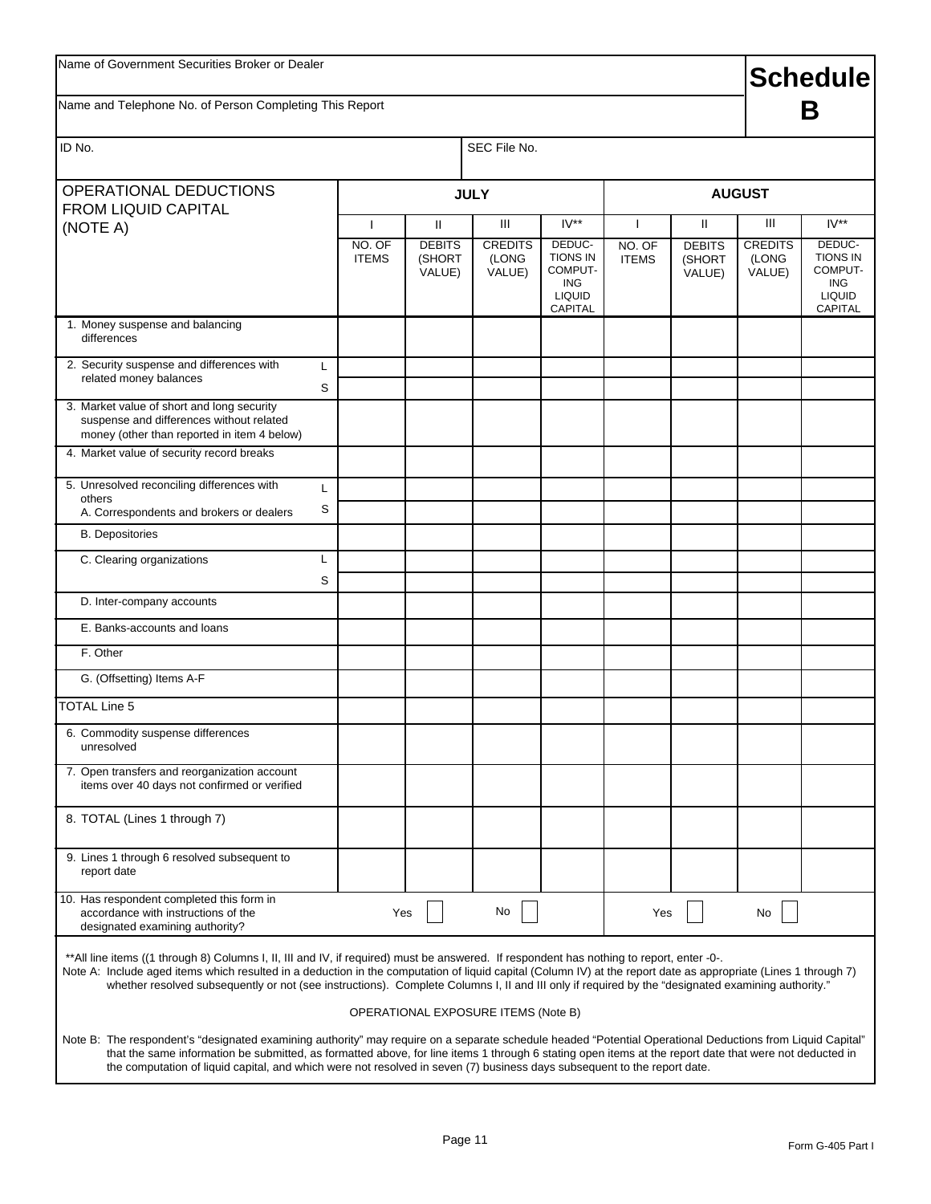Name of Government Securities Broker or Dealer

Name and Telephone No. of Person Completing This Report

# Schedule B

ID No. | SEC File No.

| OPERATIONAL DEDUCTIONS FROM LIQUID CAPITAL (NOTE A) | | JULY | | | | AUGUST | | | |
|---|---|---|---|---|---|---|---|---|---|
| | | I | II | III | IV** | I | II | III | IV** |
| | | NO. OF ITEMS | DEBITS (SHORT VALUE) | CREDITS (LONG VALUE) | DEDUCTIONS IN COMPUTING LIQUID CAPITAL | NO. OF ITEMS | DEBITS (SHORT VALUE) | CREDITS (LONG VALUE) | DEDUCTIONS IN COMPUTING LIQUID CAPITAL |
| 1. Money suspense and balancing differences | | | | | | | | | |
| 2. Security suspense and differences with related money balances | L | | | | | | | | |
| | S | | | | | | | | |
| 3. Market value of short and long security suspense and differences without related money (other than reported in item 4 below) | | | | | | | | | |
| 4. Market value of security record breaks | | | | | | | | | |
| 5. Unresolved reconciling differences with others | L | | | | | | | | |
| A. Correspondents and brokers or dealers | S | | | | | | | | |
| B. Depositories | | | | | | | | | |
| C. Clearing organizations | L | | | | | | | | |
| | S | | | | | | | | |
| D. Inter-company accounts | | | | | | | | | |
| E. Banks-accounts and loans | | | | | | | | | |
| F. Other | | | | | | | | | |
| G. (Offsetting) Items A-F | | | | | | | | | |
| TOTAL Line 5 | | | | | | | | | |
| 6. Commodity suspense differences unresolved | | | | | | | | | |
| 7. Open transfers and reorganization account items over 40 days not confirmed or verified | | | | | | | | | |
| 8. TOTAL (Lines 1 through 7) | | | | | | | | | |
| 9. Lines 1 through 6 resolved subsequent to report date | | | | | | | | | |
| 10. Has respondent completed this form in accordance with instructions of the designated examining authority? | | Yes ☐ | | No ☐ | | Yes ☐ | | No ☐ | |

**All line items ((1 through 8) Columns I, II, III and IV, if required) must be answered. If respondent has nothing to report, enter -0-.

Note A: Include aged items which resulted in a deduction in the computation of liquid capital (Column IV) at the report date as appropriate (Lines 1 through 7) whether resolved subsequently or not (see instructions). Complete Columns I, II and III only if required by the "designated examining authority."

OPERATIONAL EXPOSURE ITEMS (Note B)

Note B: The respondent's "designated examining authority" may require on a separate schedule headed "Potential Operational Deductions from Liquid Capital" that the same information be submitted, as formatted above, for line items 1 through 6 stating open items at the report date that were not deducted in the computation of liquid capital, and which were not resolved in seven (7) business days subsequent to the report date.

Form G-405 Part I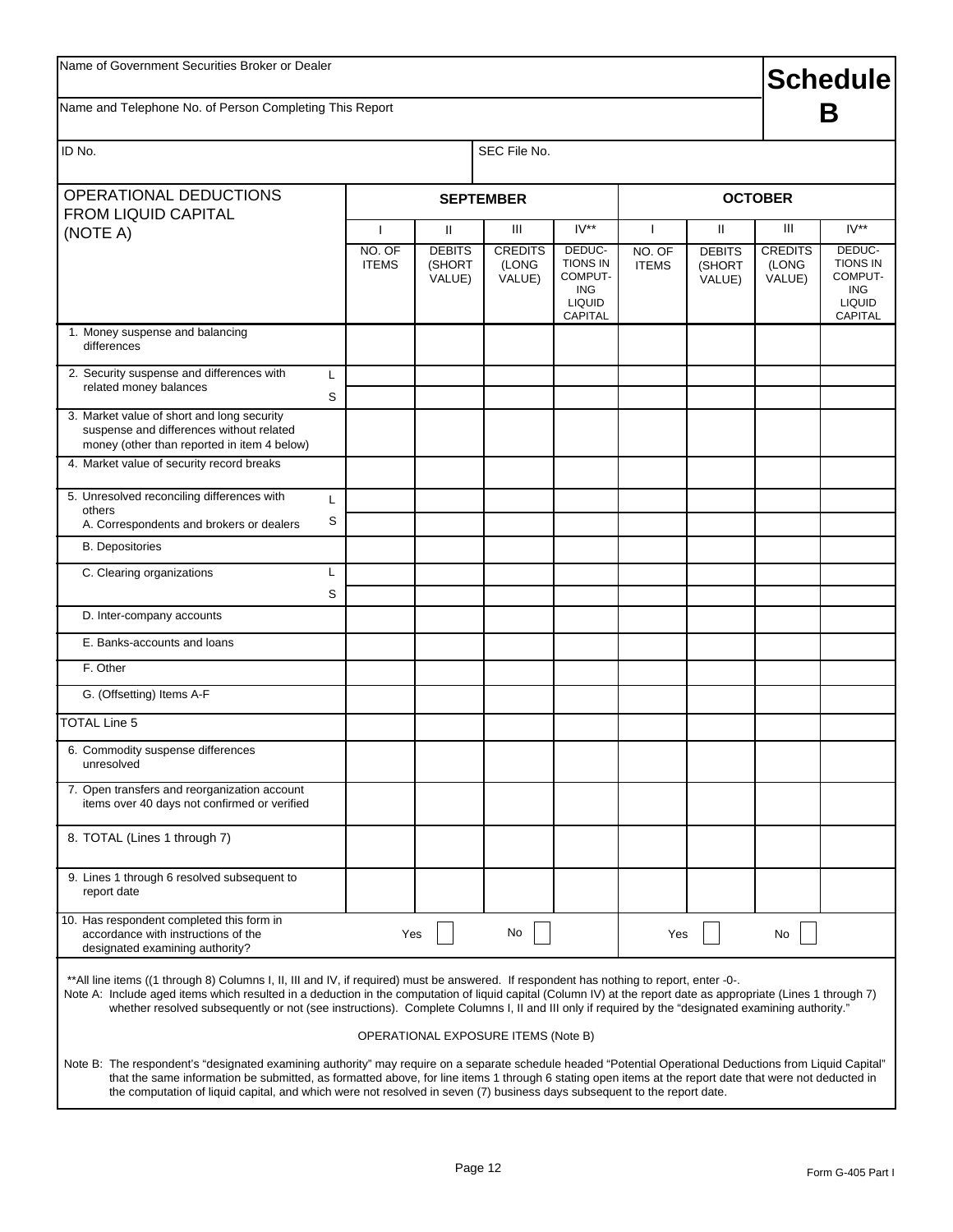| Name of Government Securities Broker or Dealer | | **Schedule B** |
|---|---|---|
| Name and Telephone No. of Person Completing This Report | | |
| ID No. | SEC File No. | |

| OPERATIONAL DEDUCTIONS FROM LIQUID CAPITAL (NOTE A) | | SEPTEMBER | | | | OCTOBER | | | |
|---|---|---|---|---|---|---|---|---|---|
| | | I | II | III | IV** | I | II | III | IV** |
| | | NO. OF ITEMS | DEBITS (SHORT VALUE) | CREDITS (LONG VALUE) | DEDUC-TIONS IN COMPUT-ING LIQUID CAPITAL | NO. OF ITEMS | DEBITS (SHORT VALUE) | CREDITS (LONG VALUE) | DEDUC-TIONS IN COMPUT-ING LIQUID CAPITAL |
| 1. Money suspense and balancing differences | | | | | | | | | |
| 2. Security suspense and differences with related money balances | L | | | | | | | | |
| | S | | | | | | | | |
| 3. Market value of short and long security suspense and differences without related money (other than reported in item 4 below) | | | | | | | | | |
| 4. Market value of security record breaks | | | | | | | | | |
| 5. Unresolved reconciling differences with others A. Correspondents and brokers or dealers | L | | | | | | | | |
| | S | | | | | | | | |
| B. Depositories | | | | | | | | | |
| C. Clearing organizations | L | | | | | | | | |
| | S | | | | | | | | |
| D. Inter-company accounts | | | | | | | | | |
| E. Banks-accounts and loans | | | | | | | | | |
| F. Other | | | | | | | | | |
| G. (Offsetting) Items A-F | | | | | | | | | |
| TOTAL Line 5 | | | | | | | | | |
| 6. Commodity suspense differences unresolved | | | | | | | | | |
| 7. Open transfers and reorganization account items over 40 days not confirmed or verified | | | | | | | | | |
| 8. TOTAL (Lines 1 through 7) | | | | | | | | | |
| 9. Lines 1 through 6 resolved subsequent to report date | | | | | | | | | |
| 10. Has respondent completed this form in accordance with instructions of the designated examining authority? | | Yes ☐ | | No ☐ | | Yes ☐ | | No ☐ | |

**All line items ((1 through 8) Columns I, II, III and IV, if required) must be answered. If respondent has nothing to report, enter -0-.

Note A: Include aged items which resulted in a deduction in the computation of liquid capital (Column IV) at the report date as appropriate (Lines 1 through 7) whether resolved subsequently or not (see instructions). Complete Columns I, II and III only if required by the "designated examining authority."

OPERATIONAL EXPOSURE ITEMS (Note B)

Note B: The respondent's "designated examining authority" may require on a separate schedule headed "Potential Operational Deductions from Liquid Capital" that the same information be submitted, as formatted above, for line items 1 through 6 stating open items at the report date that were not deducted in the computation of liquid capital, and which were not resolved in seven (7) business days subsequent to the report date.

Form G-405 Part I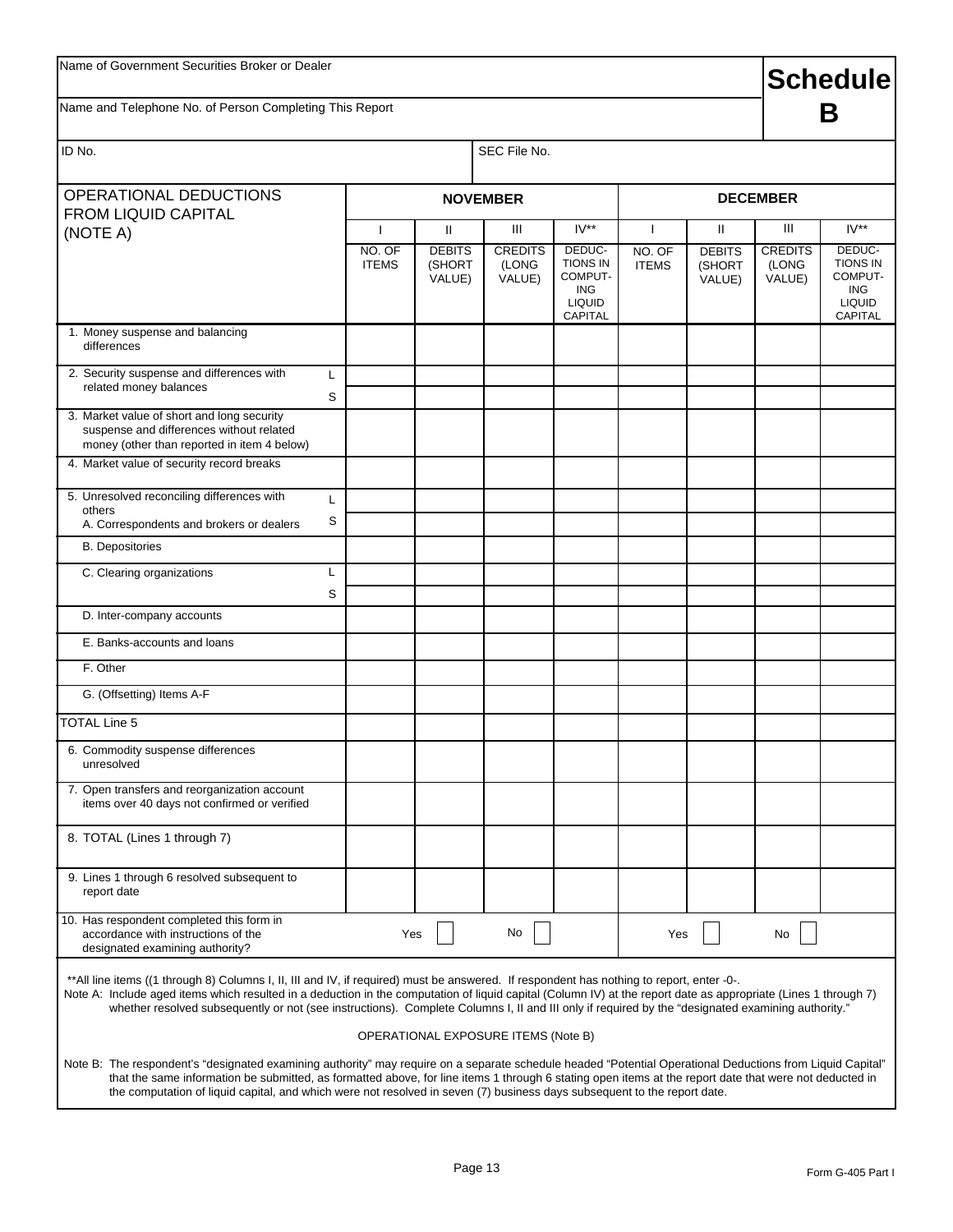| Name of Government Securities Broker or Dealer | **Schedule B** |
|---|---|
| Name and Telephone No. of Person Completing This Report | |

| ID No. | SEC File No. |
|---|---|

| OPERATIONAL DEDUCTIONS FROM LIQUID CAPITAL (NOTE A) | | NOVEMBER | | | | DECEMBER | | | |
|---|---|---|---|---|---|---|---|---|---|
| | | I | II | III | IV** | I | II | III | IV** |
| | | NO. OF ITEMS | DEBITS (SHORT VALUE) | CREDITS (LONG VALUE) | DEDUC-TIONS IN COMPUT-ING LIQUID CAPITAL | NO. OF ITEMS | DEBITS (SHORT VALUE) | CREDITS (LONG VALUE) | DEDUC-TIONS IN COMPUT-ING LIQUID CAPITAL |
| 1. Money suspense and balancing differences | | | | | | | | | |
| 2. Security suspense and differences with related money balances | L | | | | | | | | |
| | S | | | | | | | | |
| 3. Market value of short and long security suspense and differences without related money (other than reported in item 4 below) | | | | | | | | | |
| 4. Market value of security record breaks | | | | | | | | | |
| 5. Unresolved reconciling differences with others A. Correspondents and brokers or dealers | L | | | | | | | | |
| | S | | | | | | | | |
| B. Depositories | | | | | | | | | |
| C. Clearing organizations | L | | | | | | | | |
| | S | | | | | | | | |
| D. Inter-company accounts | | | | | | | | | |
| E. Banks-accounts and loans | | | | | | | | | |
| F. Other | | | | | | | | | |
| G. (Offsetting) Items A-F | | | | | | | | | |
| TOTAL Line 5 | | | | | | | | | |
| 6. Commodity suspense differences unresolved | | | | | | | | | |
| 7. Open transfers and reorganization account items over 40 days not confirmed or verified | | | | | | | | | |
| 8. TOTAL (Lines 1 through 7) | | | | | | | | | |
| 9. Lines 1 through 6 resolved subsequent to report date | | | | | | | | | |
| 10. Has respondent completed this form in accordance with instructions of the designated examining authority? | | Yes ☐ | | No ☐ | | Yes ☐ | | No ☐ | |

**All line items ((1 through 8) Columns I, II, III and IV, if required) must be answered. If respondent has nothing to report, enter -0-.

Note A: Include aged items which resulted in a deduction in the computation of liquid capital (Column IV) at the report date as appropriate (Lines 1 through 7) whether resolved subsequently or not (see instructions). Complete Columns I, II and III only if required by the "designated examining authority."

OPERATIONAL EXPOSURE ITEMS (Note B)

Note B: The respondent's "designated examining authority" may require on a separate schedule headed "Potential Operational Deductions from Liquid Capital" that the same information be submitted, as formatted above, for line items 1 through 6 stating open items at the report date that were not deducted in the computation of liquid capital, and which were not resolved in seven (7) business days subsequent to the report date.

Form G-405 Part I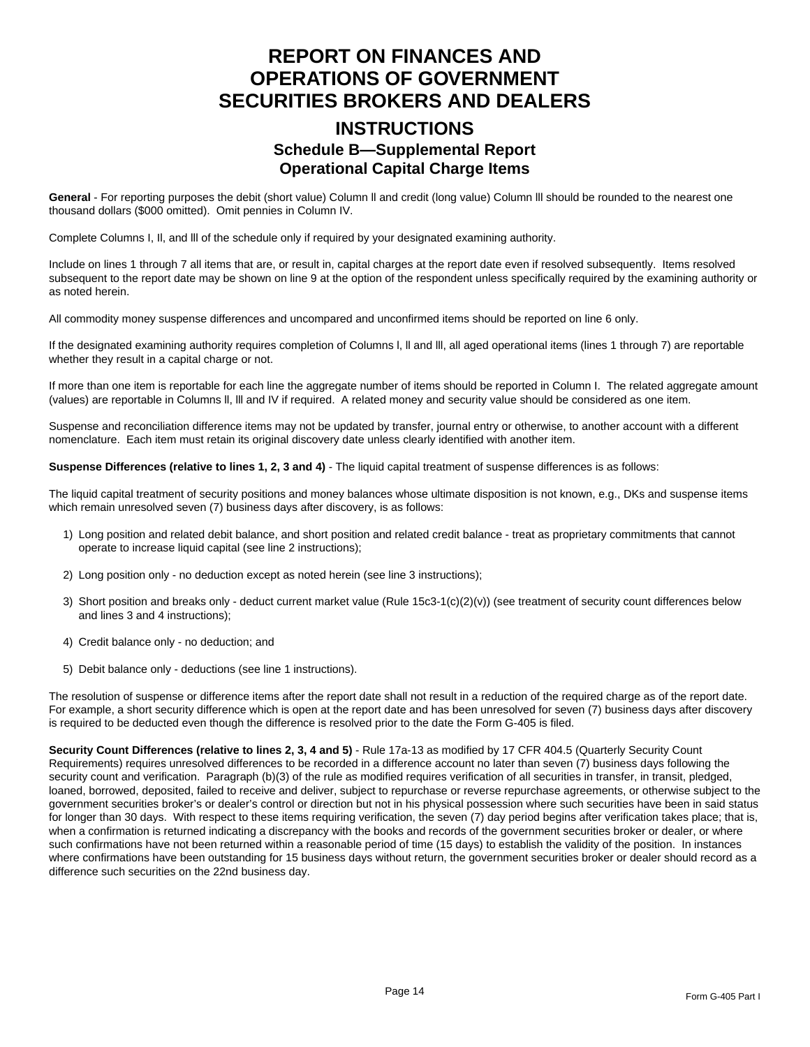# REPORT ON FINANCES AND OPERATIONS OF GOVERNMENT SECURITIES BROKERS AND DEALERS

## INSTRUCTIONS

### Schedule B—Supplemental Report
### Operational Capital Charge Items

**General** - For reporting purposes the debit (short value) Column ll and credit (long value) Column lll should be rounded to the nearest one thousand dollars ($000 omitted). Omit pennies in Column IV.

Complete Columns I, Il, and lll of the schedule only if required by your designated examining authority.

Include on lines 1 through 7 all items that are, or result in, capital charges at the report date even if resolved subsequently. Items resolved subsequent to the report date may be shown on line 9 at the option of the respondent unless specifically required by the examining authority or as noted herein.

All commodity money suspense differences and uncompared and unconfirmed items should be reported on line 6 only.

If the designated examining authority requires completion of Columns l, ll and lll, all aged operational items (lines 1 through 7) are reportable whether they result in a capital charge or not.

If more than one item is reportable for each line the aggregate number of items should be reported in Column I. The related aggregate amount (values) are reportable in Columns ll, lll and IV if required. A related money and security value should be considered as one item.

Suspense and reconciliation difference items may not be updated by transfer, journal entry or otherwise, to another account with a different nomenclature. Each item must retain its original discovery date unless clearly identified with another item.

**Suspense Differences (relative to lines 1, 2, 3 and 4)** - The liquid capital treatment of suspense differences is as follows:

The liquid capital treatment of security positions and money balances whose ultimate disposition is not known, e.g., DKs and suspense items which remain unresolved seven (7) business days after discovery, is as follows:

1) Long position and related debit balance, and short position and related credit balance - treat as proprietary commitments that cannot operate to increase liquid capital (see line 2 instructions);

2) Long position only - no deduction except as noted herein (see line 3 instructions);

3) Short position and breaks only - deduct current market value (Rule 15c3-1(c)(2)(v)) (see treatment of security count differences below and lines 3 and 4 instructions);

4) Credit balance only - no deduction; and

5) Debit balance only - deductions (see line 1 instructions).

The resolution of suspense or difference items after the report date shall not result in a reduction of the required charge as of the report date. For example, a short security difference which is open at the report date and has been unresolved for seven (7) business days after discovery is required to be deducted even though the difference is resolved prior to the date the Form G-405 is filed.

**Security Count Differences (relative to lines 2, 3, 4 and 5)** - Rule 17a-13 as modified by 17 CFR 404.5 (Quarterly Security Count Requirements) requires unresolved differences to be recorded in a difference account no later than seven (7) business days following the security count and verification. Paragraph (b)(3) of the rule as modified requires verification of all securities in transfer, in transit, pledged, loaned, borrowed, deposited, failed to receive and deliver, subject to repurchase or reverse repurchase agreements, or otherwise subject to the government securities broker's or dealer's control or direction but not in his physical possession where such securities have been in said status for longer than 30 days. With respect to these items requiring verification, the seven (7) day period begins after verification takes place; that is, when a confirmation is returned indicating a discrepancy with the books and records of the government securities broker or dealer, or where such confirmations have not been returned within a reasonable period of time (15 days) to establish the validity of the position. In instances where confirmations have been outstanding for 15 business days without return, the government securities broker or dealer should record as a difference such securities on the 22nd business day.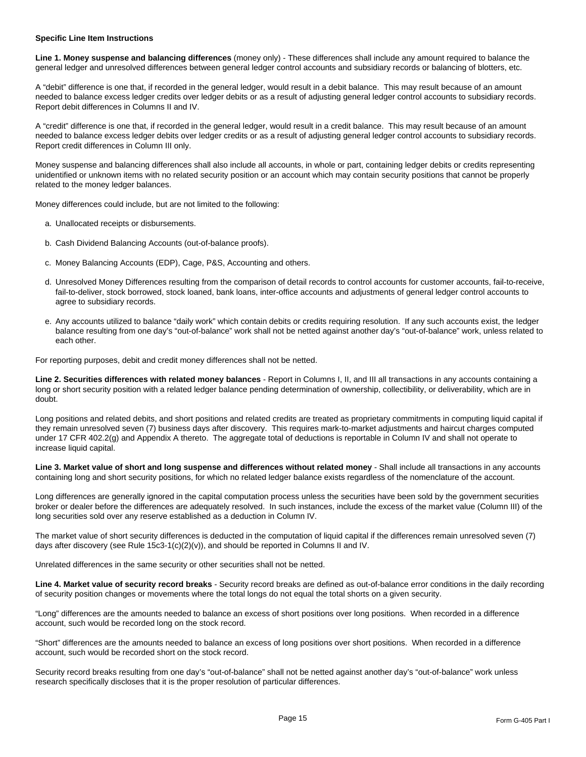**Specific Line Item Instructions**

**Line 1. Money suspense and balancing differences** (money only) - These differences shall include any amount required to balance the general ledger and unresolved differences between general ledger control accounts and subsidiary records or balancing of blotters, etc.

A "debit" difference is one that, if recorded in the general ledger, would result in a debit balance. This may result because of an amount needed to balance excess ledger credits over ledger debits or as a result of adjusting general ledger control accounts to subsidiary records. Report debit differences in Columns II and IV.

A "credit" difference is one that, if recorded in the general ledger, would result in a credit balance. This may result because of an amount needed to balance excess ledger debits over ledger credits or as a result of adjusting general ledger control accounts to subsidiary records. Report credit differences in Column III only.

Money suspense and balancing differences shall also include all accounts, in whole or part, containing ledger debits or credits representing unidentified or unknown items with no related security position or an account which may contain security positions that cannot be properly related to the money ledger balances.

Money differences could include, but are not limited to the following:

a. Unallocated receipts or disbursements.

b. Cash Dividend Balancing Accounts (out-of-balance proofs).

c. Money Balancing Accounts (EDP), Cage, P&S, Accounting and others.

d. Unresolved Money Differences resulting from the comparison of detail records to control accounts for customer accounts, fail-to-receive, fail-to-deliver, stock borrowed, stock loaned, bank loans, inter-office accounts and adjustments of general ledger control accounts to agree to subsidiary records.

e. Any accounts utilized to balance "daily work" which contain debits or credits requiring resolution. If any such accounts exist, the Iedger balance resulting from one day's "out-of-balance" work shall not be netted against another day's "out-of-balance" work, unless related to each other.

For reporting purposes, debit and credit money differences shall not be netted.

**Line 2. Securities differences with related money balances** - Report in Columns I, II, and III all transactions in any accounts containing a long or short security position with a related ledger balance pending determination of ownership, collectibility, or deliverability, which are in doubt.

Long positions and related debits, and short positions and related credits are treated as proprietary commitments in computing liquid capital if they remain unresolved seven (7) business days after discovery. This requires mark-to-market adjustments and haircut charges computed under 17 CFR 402.2(g) and Appendix A thereto. The aggregate total of deductions is reportable in Column IV and shall not operate to increase liquid capital.

**Line 3. Market value of short and long suspense and differences without related money** - Shall include all transactions in any accounts containing long and short security positions, for which no related ledger balance exists regardless of the nomenclature of the account.

Long differences are generally ignored in the capital computation process unless the securities have been sold by the government securities broker or dealer before the differences are adequately resolved. In such instances, include the excess of the market value (Column III) of the long securities sold over any reserve established as a deduction in Column IV.

The market value of short security differences is deducted in the computation of liquid capital if the differences remain unresolved seven (7) days after discovery (see Rule 15c3-1(c)(2)(v)), and should be reported in Columns II and IV.

Unrelated differences in the same security or other securities shall not be netted.

**Line 4. Market value of security record breaks** - Security record breaks are defined as out-of-balance error conditions in the daily recording of security position changes or movements where the total longs do not equal the total shorts on a given security.

"Long" differences are the amounts needed to balance an excess of short positions over long positions. When recorded in a difference account, such would be recorded long on the stock record.

"Short" differences are the amounts needed to balance an excess of long positions over short positions. When recorded in a difference account, such would be recorded short on the stock record.

Security record breaks resulting from one day's "out-of-balance" shall not be netted against another day's "out-of-balance" work unless research specifically discloses that it is the proper resolution of particular differences.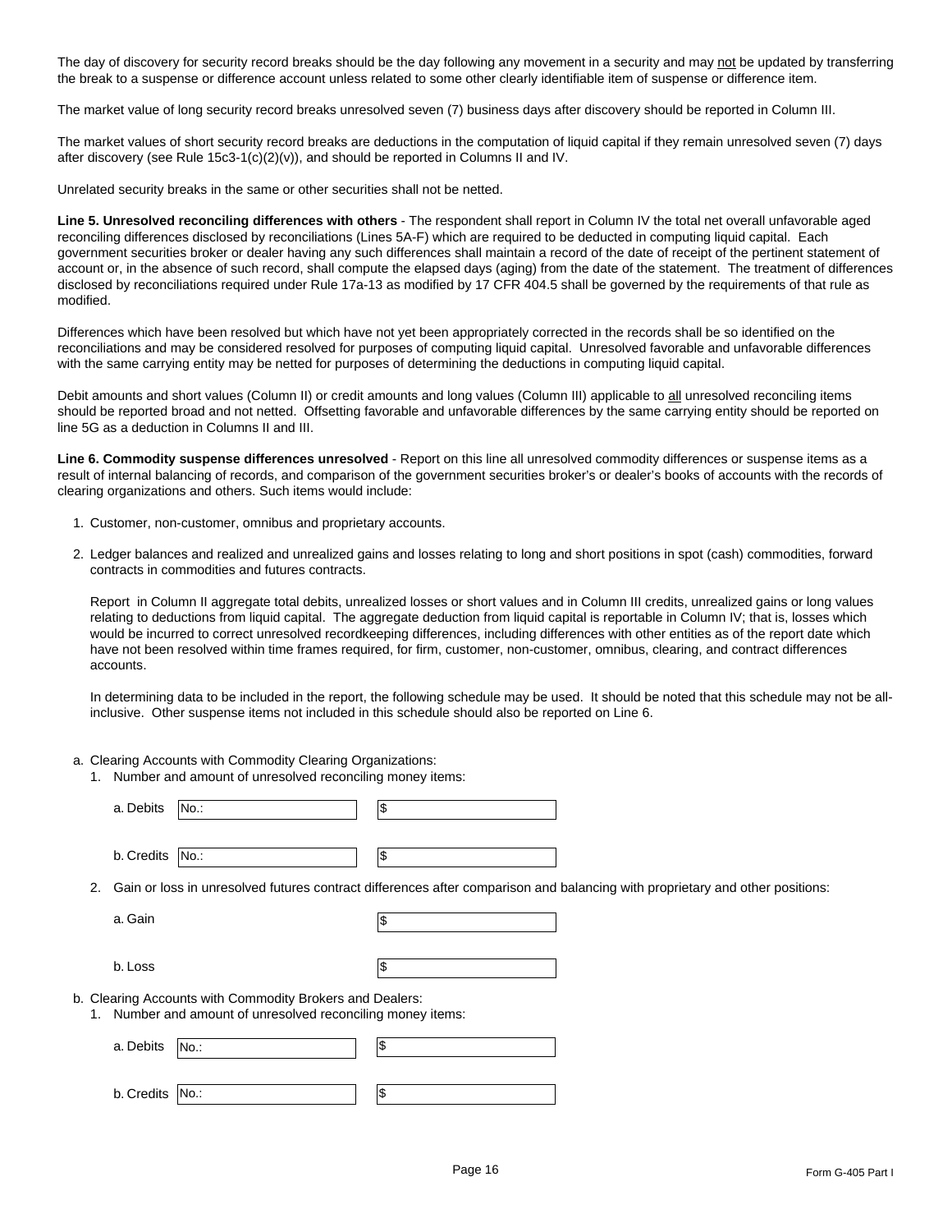The day of discovery for security record breaks should be the day following any movement in a security and may not be updated by transferring the break to a suspense or difference account unless related to some other clearly identifiable item of suspense or difference item.

The market value of long security record breaks unresolved seven (7) business days after discovery should be reported in Column III.

The market values of short security record breaks are deductions in the computation of liquid capital if they remain unresolved seven (7) days after discovery (see Rule 15c3-1(c)(2)(v)), and should be reported in Columns II and IV.

Unrelated security breaks in the same or other securities shall not be netted.

**Line 5. Unresolved reconciling differences with others** - The respondent shall report in Column IV the total net overall unfavorable aged reconciling differences disclosed by reconciliations (Lines 5A-F) which are required to be deducted in computing liquid capital. Each government securities broker or dealer having any such differences shall maintain a record of the date of receipt of the pertinent statement of account or, in the absence of such record, shall compute the elapsed days (aging) from the date of the statement. The treatment of differences disclosed by reconciliations required under Rule 17a-13 as modified by 17 CFR 404.5 shall be governed by the requirements of that rule as modified.

Differences which have been resolved but which have not yet been appropriately corrected in the records shall be so identified on the reconciliations and may be considered resolved for purposes of computing liquid capital. Unresolved favorable and unfavorable differences with the same carrying entity may be netted for purposes of determining the deductions in computing liquid capital.

Debit amounts and short values (Column II) or credit amounts and long values (Column III) applicable to all unresolved reconciling items should be reported broad and not netted. Offsetting favorable and unfavorable differences by the same carrying entity should be reported on line 5G as a deduction in Columns II and III.

**Line 6. Commodity suspense differences unresolved** - Report on this line all unresolved commodity differences or suspense items as a result of internal balancing of records, and comparison of the government securities broker's or dealer's books of accounts with the records of clearing organizations and others. Such items would include:

1. Customer, non-customer, omnibus and proprietary accounts.
2. Ledger balances and realized and unrealized gains and losses relating to long and short positions in spot (cash) commodities, forward contracts in commodities and futures contracts.

   Report in Column II aggregate total debits, unrealized losses or short values and in Column III credits, unrealized gains or long values relating to deductions from liquid capital. The aggregate deduction from liquid capital is reportable in Column IV; that is, losses which would be incurred to correct unresolved recordkeeping differences, including differences with other entities as of the report date which have not been resolved within time frames required, for firm, customer, non-customer, omnibus, clearing, and contract differences accounts.

   In determining data to be included in the report, the following schedule may be used. It should be noted that this schedule may not be all-inclusive. Other suspense items not included in this schedule should also be reported on Line 6.

a. Clearing Accounts with Commodity Clearing Organizations:
   1. Number and amount of unresolved reconciling money items:

      a. Debits No.: ______ $ ______

      b. Credits No.: ______ $ ______

   2. Gain or loss in unresolved futures contract differences after comparison and balancing with proprietary and other positions:

      a. Gain $ ______

      b. Loss $ ______

b. Clearing Accounts with Commodity Brokers and Dealers:
   1. Number and amount of unresolved reconciling money items:

      a. Debits No.: ______ $ ______

      b. Credits No.: ______ $ ______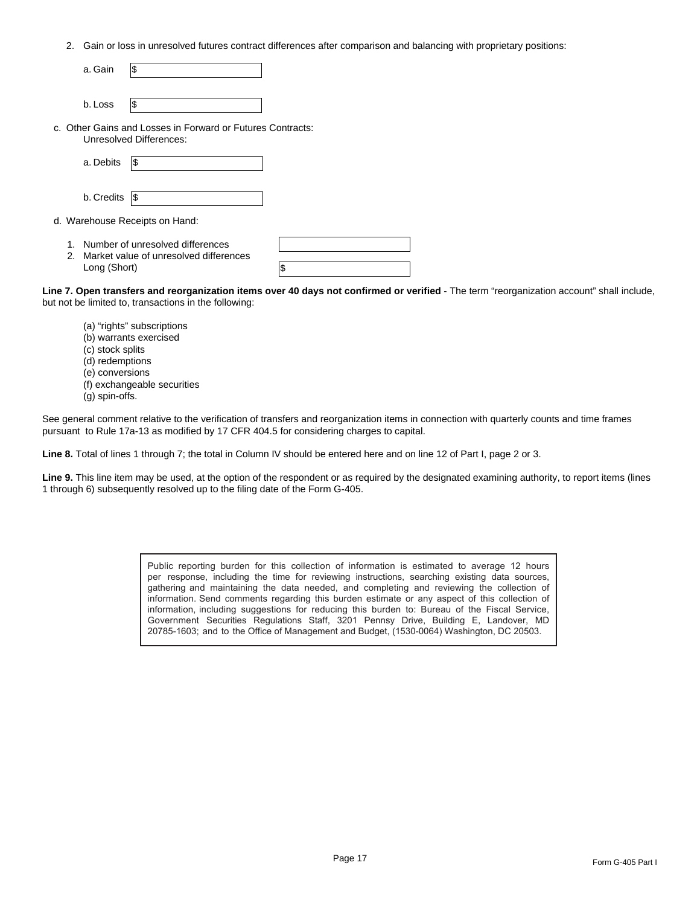2. Gain or loss in unresolved futures contract differences after comparison and balancing with proprietary positions:

   a. Gain $

   b. Loss $

c. Other Gains and Losses in Forward or Futures Contracts:
   Unresolved Differences:

   a. Debits $

   b. Credits $

d. Warehouse Receipts on Hand:

   1. Number of unresolved differences
   2. Market value of unresolved differences Long (Short) $

**Line 7. Open transfers and reorganization items over 40 days not confirmed or verified** - The term "reorganization account" shall include, but not be limited to, transactions in the following:

(a) "rights" subscriptions
(b) warrants exercised
(c) stock splits
(d) redemptions
(e) conversions
(f) exchangeable securities
(g) spin-offs.

See general comment relative to the verification of transfers and reorganization items in connection with quarterly counts and time frames pursuant to Rule 17a-13 as modified by 17 CFR 404.5 for considering charges to capital.

**Line 8.** Total of lines 1 through 7; the total in Column IV should be entered here and on line 12 of Part I, page 2 or 3.

**Line 9.** This line item may be used, at the option of the respondent or as required by the designated examining authority, to report items (lines 1 through 6) subsequently resolved up to the filing date of the Form G-405.

Public reporting burden for this collection of information is estimated to average 12 hours per response, including the time for reviewing instructions, searching existing data sources, gathering and maintaining the data needed, and completing and reviewing the collection of information. Send comments regarding this burden estimate or any aspect of this collection of information, including suggestions for reducing this burden to: Bureau of the Fiscal Service, Government Securities Regulations Staff, 3201 Pennsy Drive, Building E, Landover, MD 20785-1603; and to the Office of Management and Budget, (1530-0064) Washington, DC 20503.